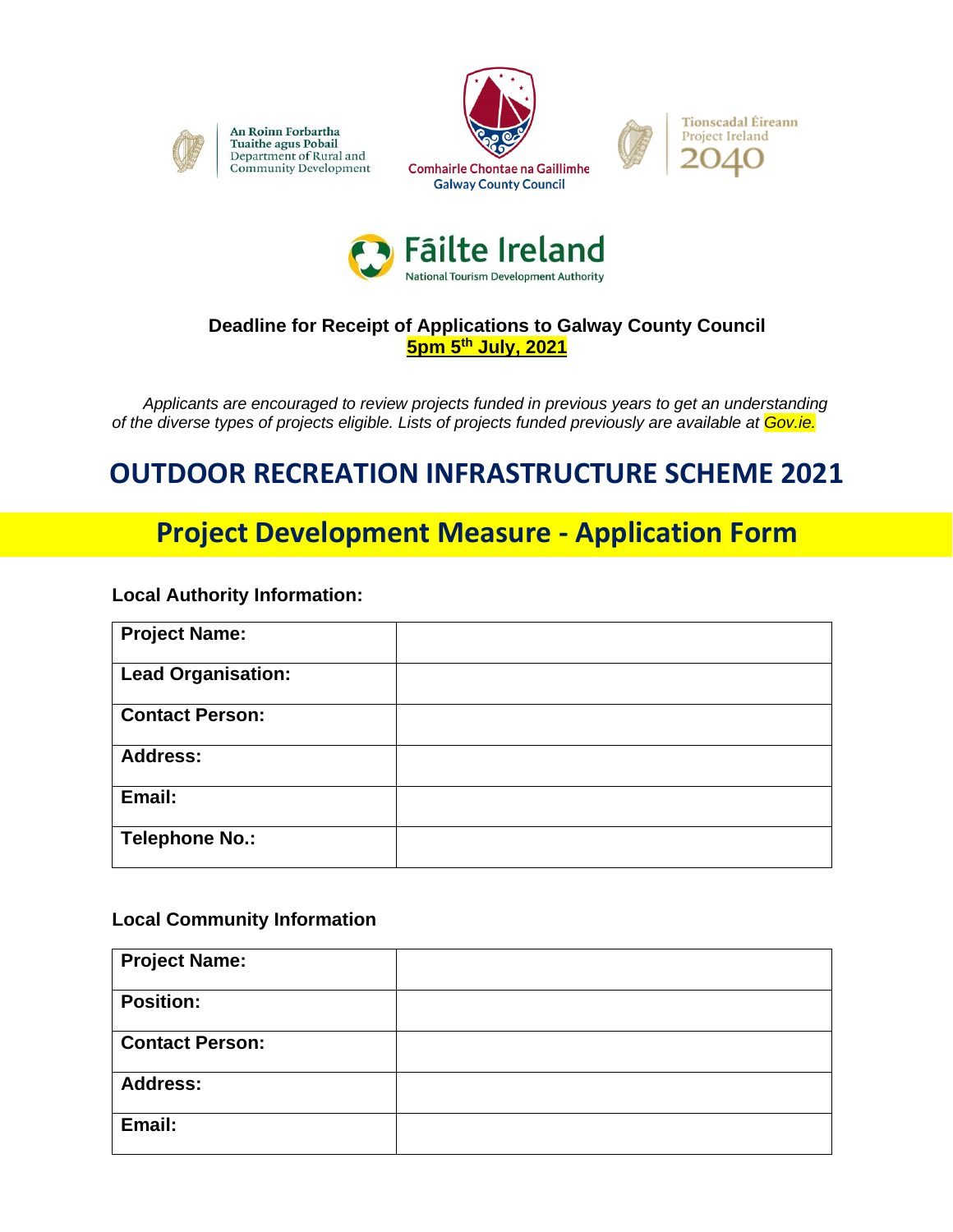An Roinn Forbartha Tuaithe agus Pobail
Department of Rural and Community Development

Comhairle Chontae na Gaillimhe
Galway County Council

Tionscadal Éireann
Project Ireland
2040

Fáilte Ireland
National Tourism Development Authority

**Deadline for Receipt of Applications to Galway County Council**
**5pm 5th July, 2021**

*Applicants are encouraged to review projects funded in previous years to get an understanding of the diverse types of projects eligible. Lists of projects funded previously are available at Gov.ie.*

# OUTDOOR RECREATION INFRASTRUCTURE SCHEME 2021

## Project Development Measure - Application Form

**Local Authority Information:**

| | |
|---|---|
| **Project Name:** | |
| **Lead Organisation:** | |
| **Contact Person:** | |
| **Address:** | |
| **Email:** | |
| **Telephone No.:** | |

**Local Community Information**

| | |
|---|---|
| **Project Name:** | |
| **Position:** | |
| **Contact Person:** | |
| **Address:** | |
| **Email:** | |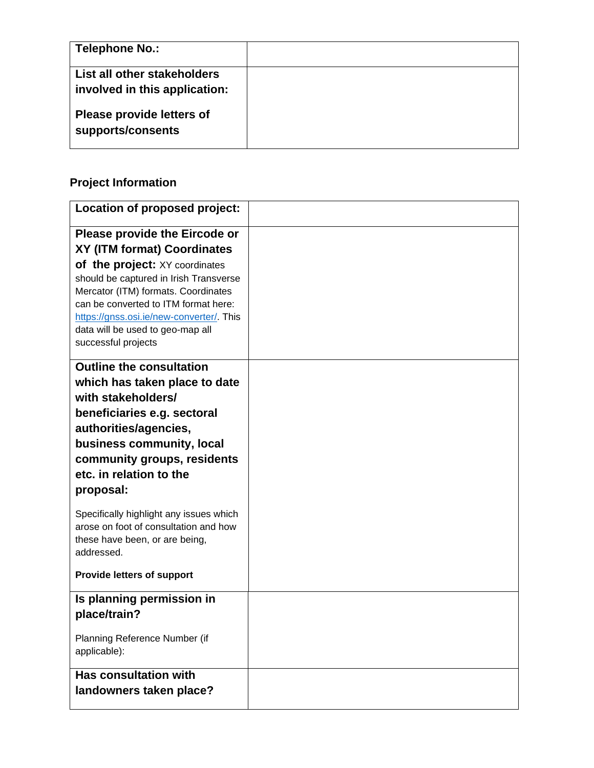| **Telephone No.:** | |
|---|---|
| **List all other stakeholders involved in this application:**<br><br>**Please provide letters of supports/consents** | |

**Project Information**

| **Location of proposed project:** | |
|---|---|
| **Please provide the Eircode or XY (ITM format) Coordinates of the project:** XY coordinates should be captured in Irish Transverse Mercator (ITM) formats. Coordinates can be converted to ITM format here: [https://gnss.osi.ie/new-converter/](https://gnss.osi.ie/new-converter/). This data will be used to geo-map all successful projects | |
| **Outline the consultation which has taken place to date with stakeholders/ beneficiaries e.g. sectoral authorities/agencies, business community, local community groups, residents etc. in relation to the proposal:**<br><br>Specifically highlight any issues which arose on foot of consultation and how these have been, or are being, addressed.<br><br>**Provide letters of support** | |
| **Is planning permission in place/train?**<br><br>Planning Reference Number (if applicable): | |
| **Has consultation with landowners taken place?** | |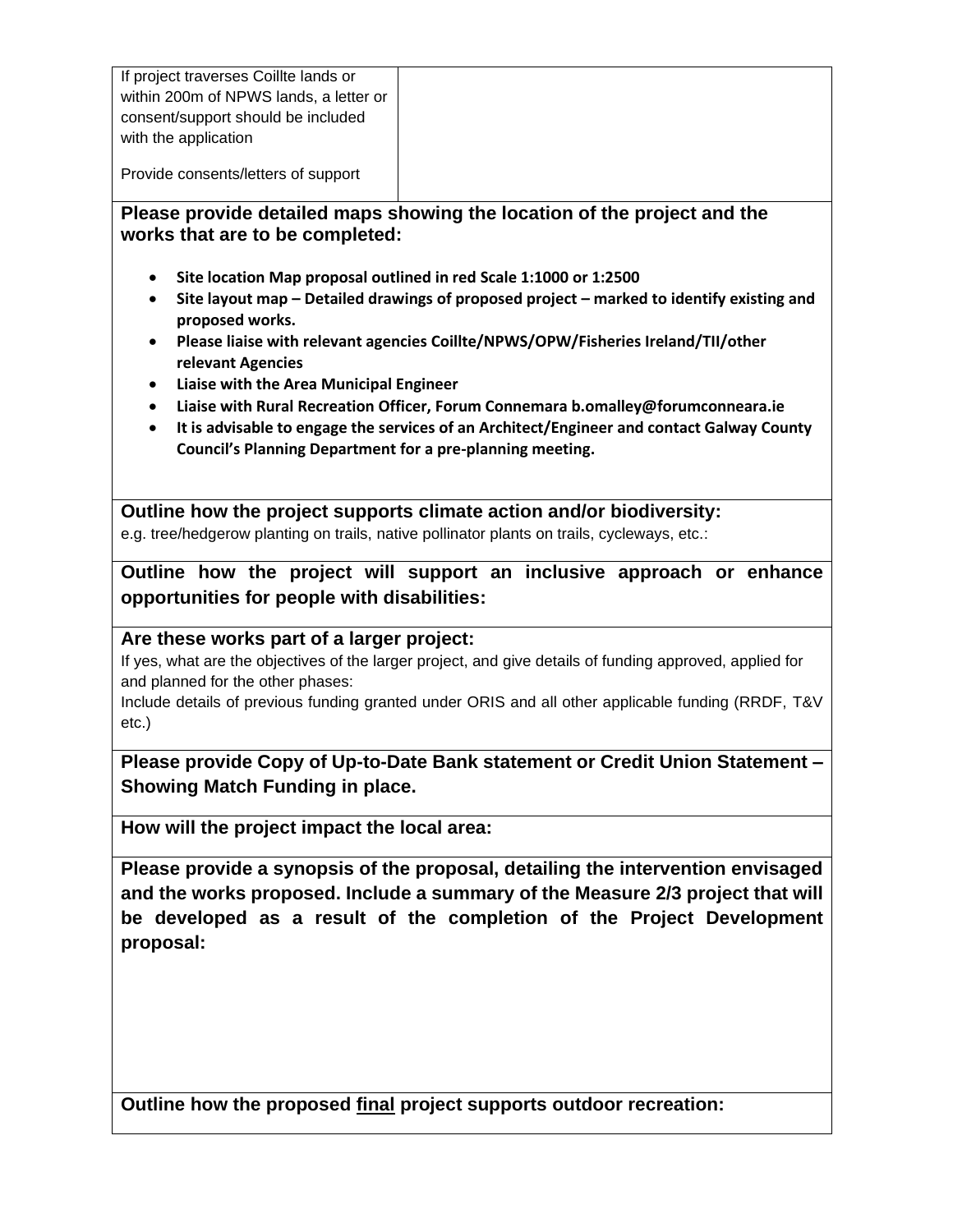| If project traverses Coillte lands or within 200m of NPWS lands, a letter or consent/support should be included with the application<br><br>Provide consents/letters of support | |
|---|---|

**Please provide detailed maps showing the location of the project and the works that are to be completed:**

- **Site location Map proposal outlined in red Scale 1:1000 or 1:2500**
- **Site layout map – Detailed drawings of proposed project – marked to identify existing and proposed works.**
- **Please liaise with relevant agencies Coillte/NPWS/OPW/Fisheries Ireland/TII/other relevant Agencies**
- **Liaise with the Area Municipal Engineer**
- **Liaise with Rural Recreation Officer, Forum Connemara b.omalley@forumconneara.ie**
- **It is advisable to engage the services of an Architect/Engineer and contact Galway County Council's Planning Department for a pre-planning meeting.**

**Outline how the project supports climate action and/or biodiversity:**
e.g. tree/hedgerow planting on trails, native pollinator plants on trails, cycleways, etc.:

**Outline how the project will support an inclusive approach or enhance opportunities for people with disabilities:**

**Are these works part of a larger project:**
If yes, what are the objectives of the larger project, and give details of funding approved, applied for and planned for the other phases:
Include details of previous funding granted under ORIS and all other applicable funding (RRDF, T&V etc.)

**Please provide Copy of Up-to-Date Bank statement or Credit Union Statement – Showing Match Funding in place.**

**How will the project impact the local area:**

**Please provide a synopsis of the proposal, detailing the intervention envisaged and the works proposed. Include a summary of the Measure 2/3 project that will be developed as a result of the completion of the Project Development proposal:**

**Outline how the proposed final project supports outdoor recreation:**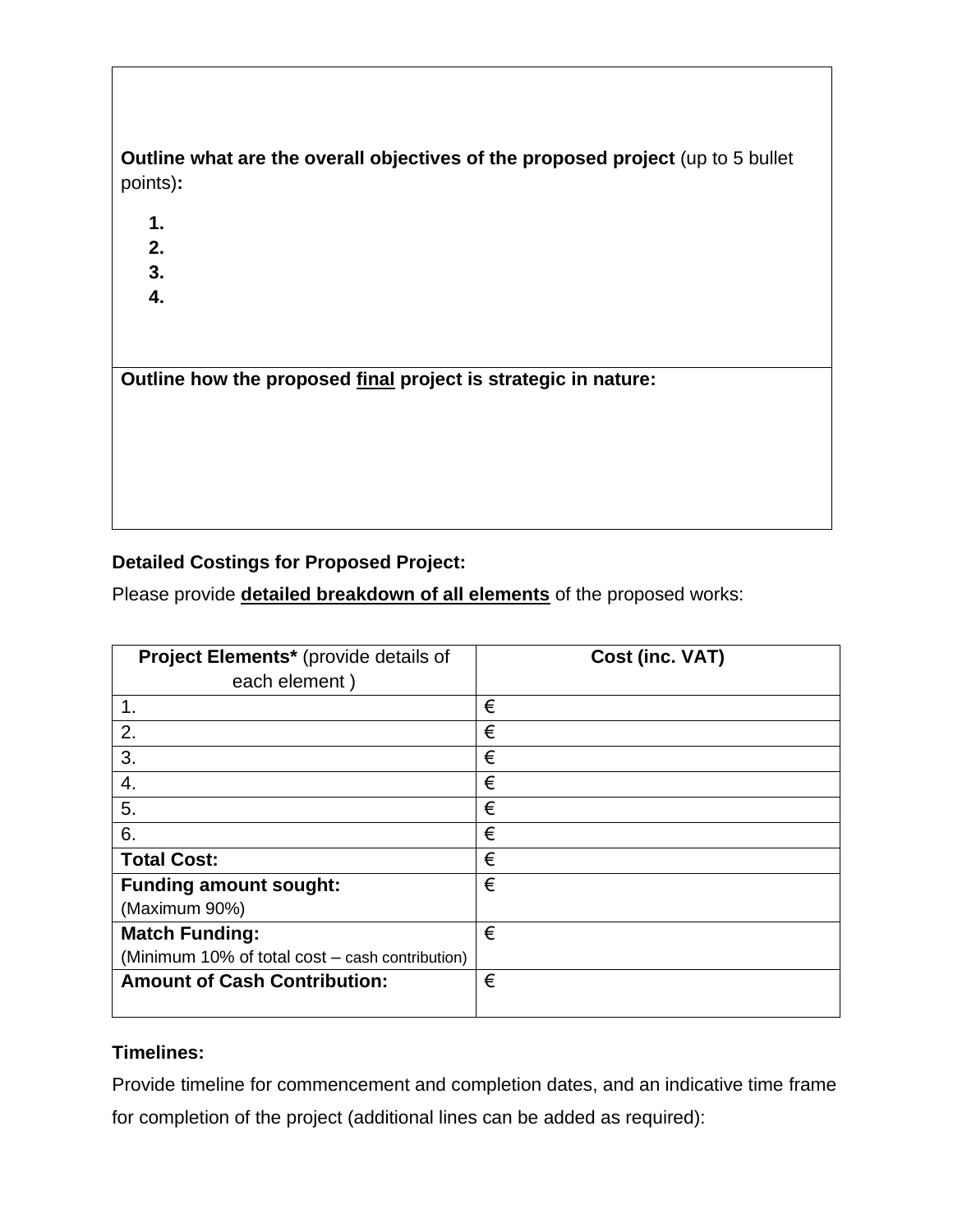| |
|---|
| **Outline what are the overall objectives of the proposed project** (up to 5 bullet points)**:**<br><br>**1.**<br>**2.**<br>**3.**<br>**4.** |
| **Outline how the proposed <u>final</u> project is strategic in nature:** |

**Detailed Costings for Proposed Project:**

Please provide **<u>detailed breakdown of all elements</u>** of the proposed works:

| **Project Elements*** (provide details of each element ) | **Cost (inc. VAT)** |
|---|---|
| 1. | € |
| 2. | € |
| 3. | € |
| 4. | € |
| 5. | € |
| 6. | € |
| **Total Cost:** | € |
| **Funding amount sought:**<br>(Maximum 90%) | € |
| **Match Funding:**<br>(Minimum 10% of total cost – cash contribution) | € |
| **Amount of Cash Contribution:** | € |

**Timelines:**

Provide timeline for commencement and completion dates, and an indicative time frame for completion of the project (additional lines can be added as required):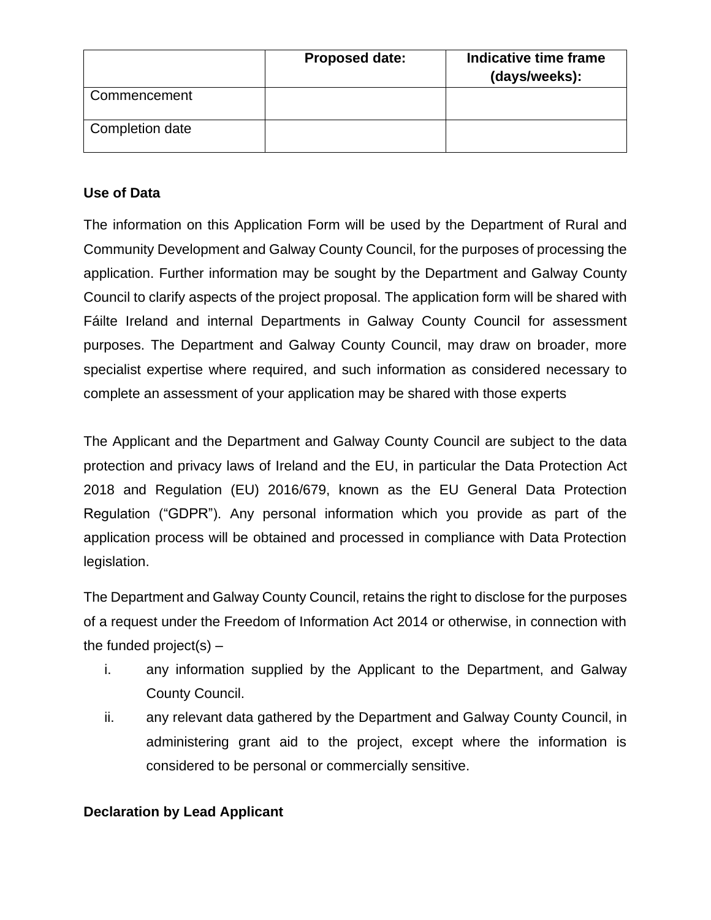| | Proposed date: | Indicative time frame (days/weeks): |
|---|---|---|
| Commencement | | |
| Completion date | | |

**Use of Data**

The information on this Application Form will be used by the Department of Rural and Community Development and Galway County Council, for the purposes of processing the application. Further information may be sought by the Department and Galway County Council to clarify aspects of the project proposal. The application form will be shared with Fáilte Ireland and internal Departments in Galway County Council for assessment purposes. The Department and Galway County Council, may draw on broader, more specialist expertise where required, and such information as considered necessary to complete an assessment of your application may be shared with those experts

The Applicant and the Department and Galway County Council are subject to the data protection and privacy laws of Ireland and the EU, in particular the Data Protection Act 2018 and Regulation (EU) 2016/679, known as the EU General Data Protection Regulation ("GDPR"). Any personal information which you provide as part of the application process will be obtained and processed in compliance with Data Protection legislation.

The Department and Galway County Council, retains the right to disclose for the purposes of a request under the Freedom of Information Act 2014 or otherwise, in connection with the funded project(s) –

i. any information supplied by the Applicant to the Department, and Galway County Council.
ii. any relevant data gathered by the Department and Galway County Council, in administering grant aid to the project, except where the information is considered to be personal or commercially sensitive.

**Declaration by Lead Applicant**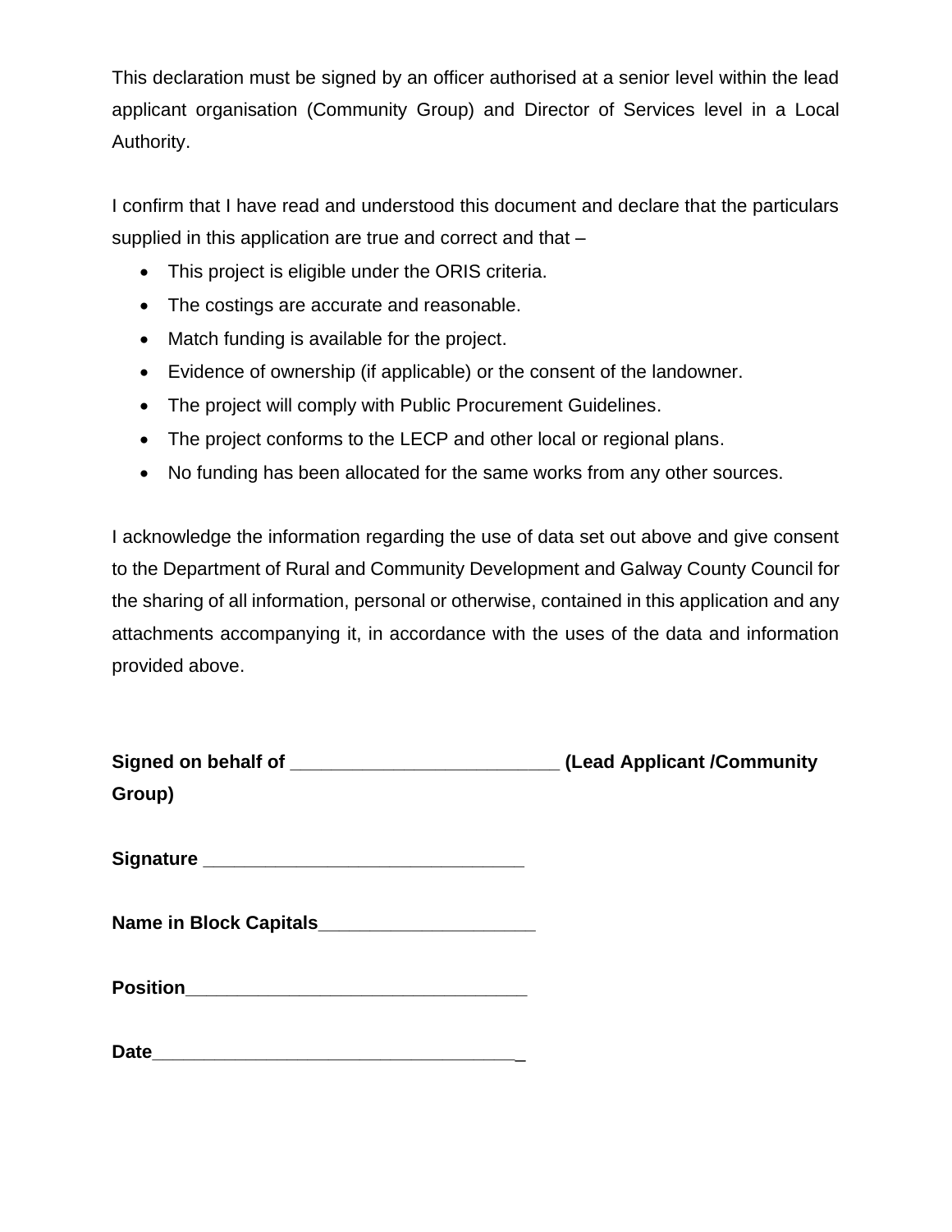This declaration must be signed by an officer authorised at a senior level within the lead applicant organisation (Community Group) and Director of Services level in a Local Authority.

I confirm that I have read and understood this document and declare that the particulars supplied in this application are true and correct and that –

- This project is eligible under the ORIS criteria.
- The costings are accurate and reasonable.
- Match funding is available for the project.
- Evidence of ownership (if applicable) or the consent of the landowner.
- The project will comply with Public Procurement Guidelines.
- The project conforms to the LECP and other local or regional plans.
- No funding has been allocated for the same works from any other sources.

I acknowledge the information regarding the use of data set out above and give consent to the Department of Rural and Community Development and Galway County Council for the sharing of all information, personal or otherwise, contained in this application and any attachments accompanying it, in accordance with the uses of the data and information provided above.

**Signed on behalf of __________________________ (Lead Applicant /Community Group)**

**Signature _______________________________**

**Name in Block Capitals_____________________**

**Position_________________________________**

**Date____________________________________**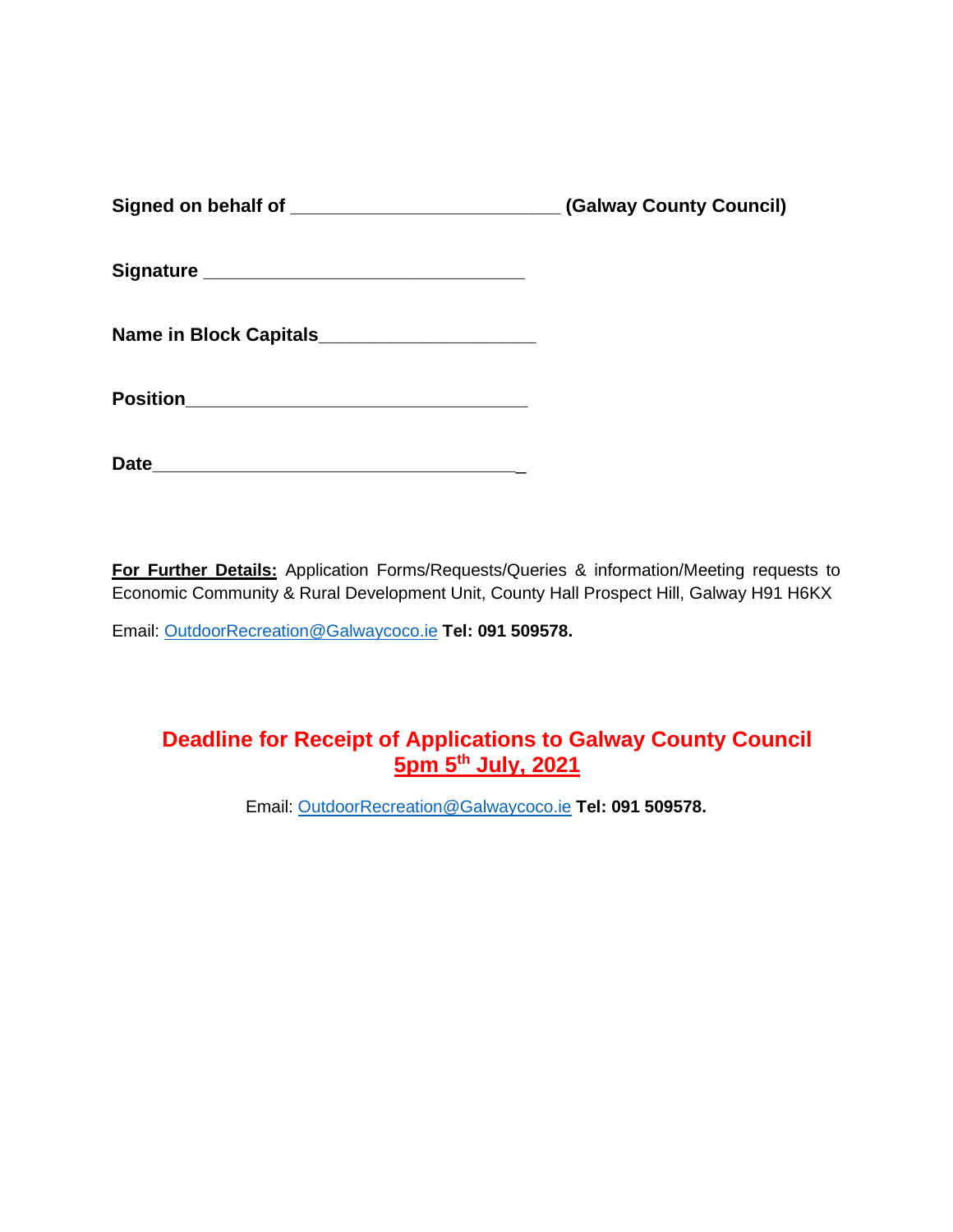**Signed on behalf of \_\_\_\_\_\_\_\_\_\_\_\_\_\_\_\_\_\_\_\_\_\_\_\_\_ (Galway County Council)**

**Signature \_\_\_\_\_\_\_\_\_\_\_\_\_\_\_\_\_\_\_\_\_\_\_\_\_\_\_\_\_\_**

**Name in Block Capitals\_\_\_\_\_\_\_\_\_\_\_\_\_\_\_\_\_\_\_\_**

**Position\_\_\_\_\_\_\_\_\_\_\_\_\_\_\_\_\_\_\_\_\_\_\_\_\_\_\_\_\_\_\_\_**

**Date\_\_\_\_\_\_\_\_\_\_\_\_\_\_\_\_\_\_\_\_\_\_\_\_\_\_\_\_\_\_\_\_\_\_\_**

**For Further Details:** Application Forms/Requests/Queries & information/Meeting requests to Economic Community & Rural Development Unit, County Hall Prospect Hill, Galway H91 H6KX

Email: OutdoorRecreation@Galwaycoco.ie **Tel: 091 509578.**

**Deadline for Receipt of Applications to Galway County Council**
**5pm 5th July, 2021**

Email: OutdoorRecreation@Galwaycoco.ie **Tel: 091 509578.**